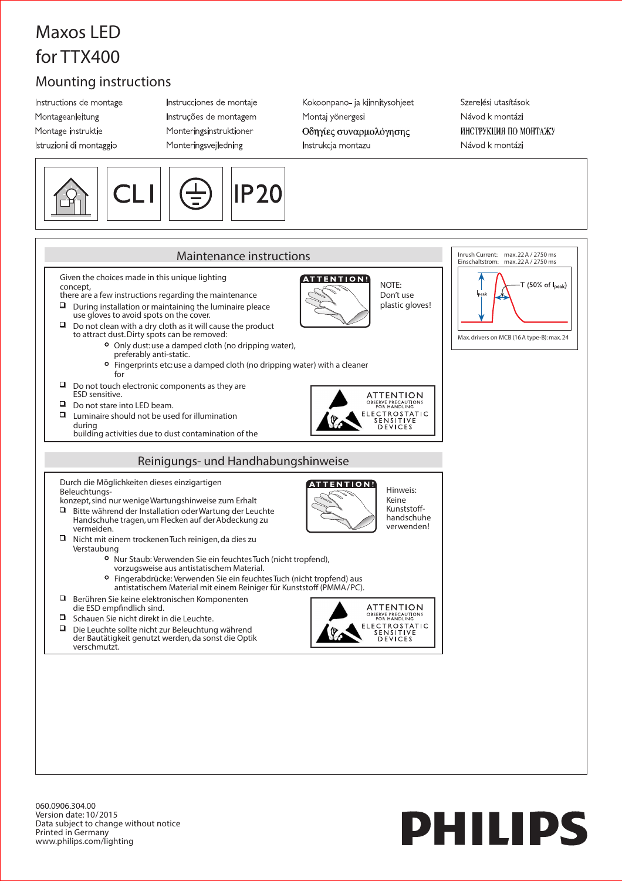# Maxos LED for TTX400

## Mounting instructions

| | | | |
|---|---|---|---|
| Instructions de montage | Instrucciones de montaje | Kokoonpano- ja kiinnitysohjeet | Szerelési utasítások |
| Montageanleitung | Instruções de montagem | Montaj yönergesi | Návod k montázi |
| Montage instruktie | Monteringsinstruktioner | Οδηγίες συναρμολόγησης | ИНСТРУКЦИЯ ПО МОНТАЖУ |
| Istruzioni di montaggio | Monteringsvejledning | Instrukcja montazu | Návod k montázi |

CL I

IP20

## Maintenance instructions

Given the choices made in this unique lighting concept,
there are a few instructions regarding the maintenance

- During installation or maintaining the luminaire pleace use gloves to avoid spots on the cover.
- Do not clean with a dry cloth as it will cause the product to attract dust. Dirty spots can be removed:
  - Only dust: use a damped cloth (no dripping water), preferably anti-static.
  - Fingerprints etc: use a damped cloth (no dripping water) with a cleaner for
- Do not touch electronic components as they are ESD sensitive.
- Do not stare into LED beam.
- Luminaire should not be used for illumination during building activities due to dust contamination of the

ATTENTION!

NOTE:
Don't use plastic gloves!

ATTENTION
OBSERVE PRECAUTIONS FOR HANDLING
ELECTROSTATIC SENSITIVE DEVICES

Inrush Current: max. 22 A / 2750 ms
Einschaltstrom: max. 22 A / 2750 ms

$I_{peak}$ — T (50% of $I_{peak}$)

Max. drivers on MCB (16 A type-B): max. 24

## Reinigungs- und Handhabungshinweise

Durch die Möglichkeiten dieses einzigartigen Beleuchtungs-
konzept, sind nur wenige Wartungshinweise zum Erhalt

- Bitte während der Installation oder Wartung der Leuchte Handschuhe tragen, um Flecken auf der Abdeckung zu vermeiden.
- Nicht mit einem trockenen Tuch reinigen, da dies zu Verstaubung
  - Nur Staub: Verwenden Sie ein feuchtes Tuch (nicht tropfend), vorzugsweise aus antistatischem Material.
  - Fingerabdrücke: Verwenden Sie ein feuchtes Tuch (nicht tropfend) aus antistatischem Material mit einem Reiniger für Kunststoff (PMMA/PC).
- Berühren Sie keine elektronischen Komponenten die ESD empfindlich sind.
- Schauen Sie nicht direkt in die Leuchte.
- Die Leuchte sollte nicht zur Beleuchtung während der Bautätigkeit genutzt werden, da sonst die Optik verschmutzt.

ATTENTION!

Hinweis:
Keine Kunststoff-handschuhe verwenden!

ATTENTION
OBSERVE PRECAUTIONS FOR HANDLING
ELECTROSTATIC SENSITIVE DEVICES

060.0906.304.00
Version date: 10/2015
Data subject to change without notice
Printed in Germany
www.philips.com/lighting

PHILIPS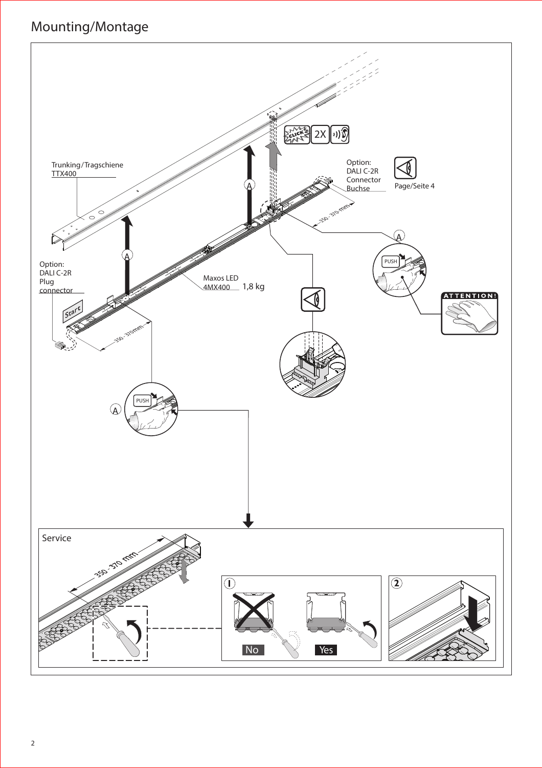# Mounting/Montage

Trunking/Tragschiene
TTX400

Option:
DALI C-2R
Connector
Buchse

Page/Seite 4

2X

CLICK

A

350 - 370 mm

PUSH

ATTENTION!

Option:
DALI C-2R
Plug
connector

Start

Maxos LED
4MX400 1,8 kg

350 - 370 mm

PUSH

A

Service

350 - 370 mm

1

No

Yes

2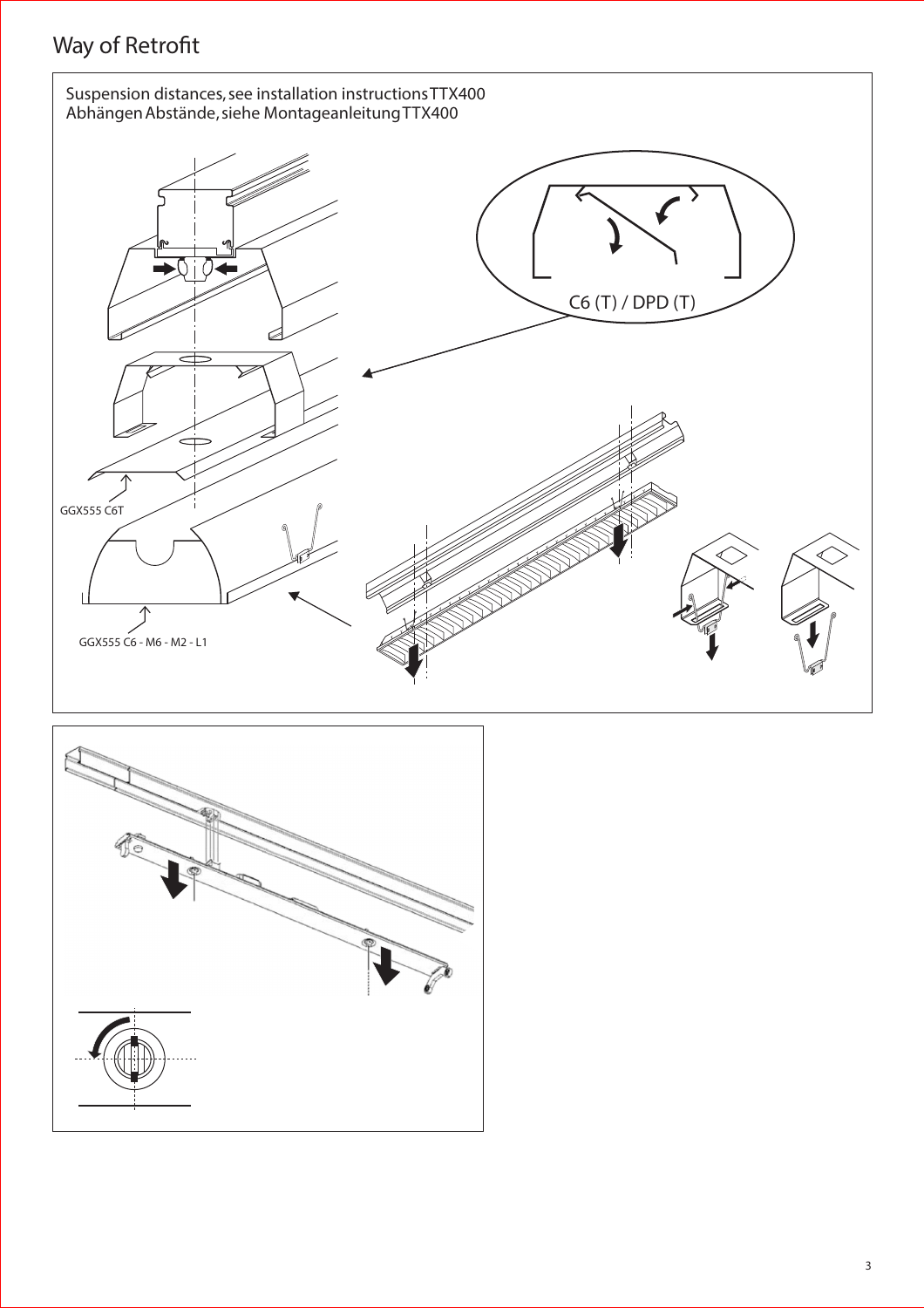# Way of Retrofit

Suspension distances, see installation instructions TTX400
Abhängen Abstände, siehe Montageanleitung TTX400

C6 (T) / DPD (T)

GGX555 C6T

GGX555 C6 - M6 - M2 - L1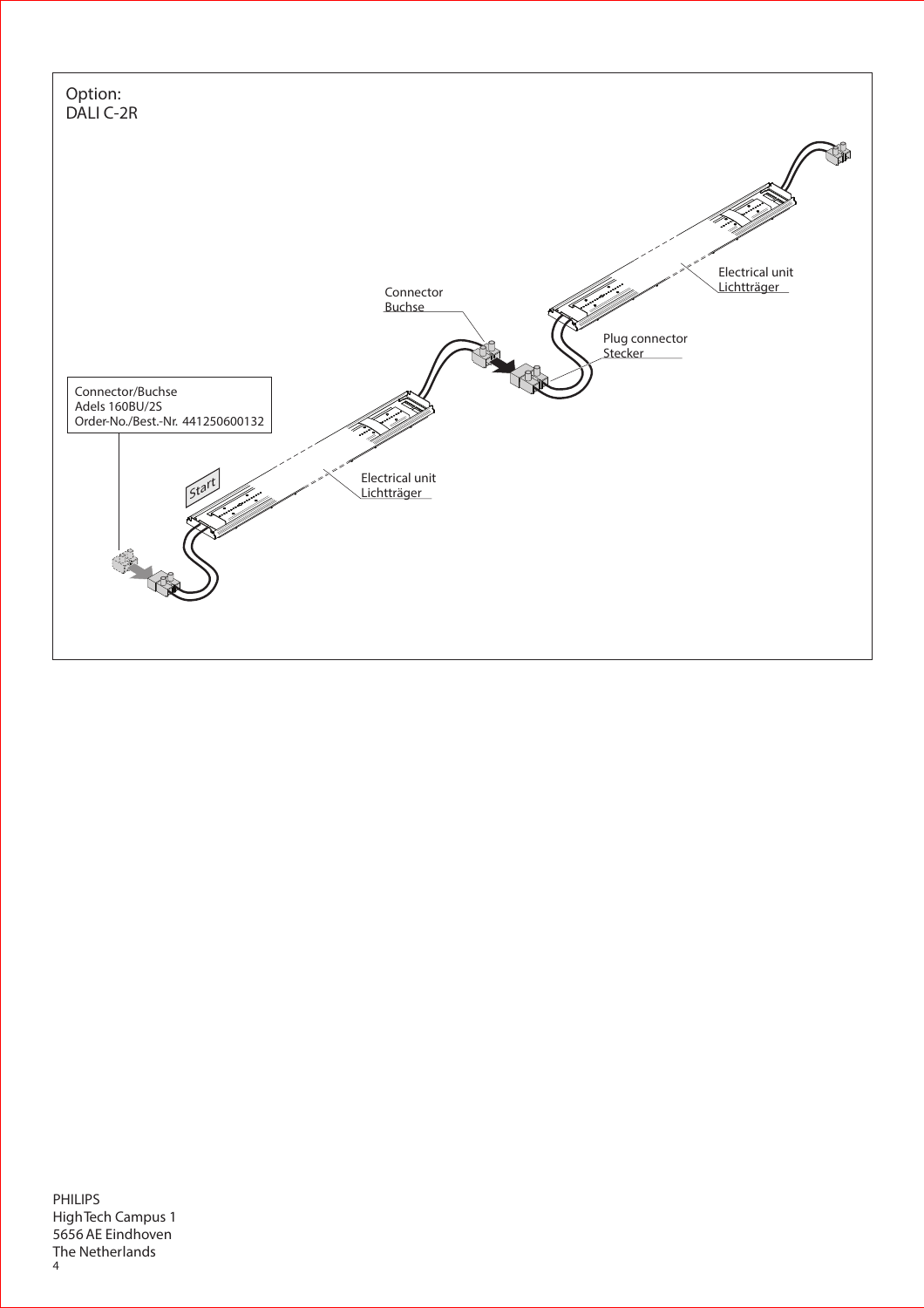Option:
DALI C-2R

Connector/Buchse
Adels 160BU/2S
Order-No./Best.-Nr. 441250600132

Start

Electrical unit
Lichtträger

Connector
Buchse

Plug connector
Stecker

Electrical unit
Lichtträger

PHILIPS
High Tech Campus 1
5656 AE Eindhoven
The Netherlands